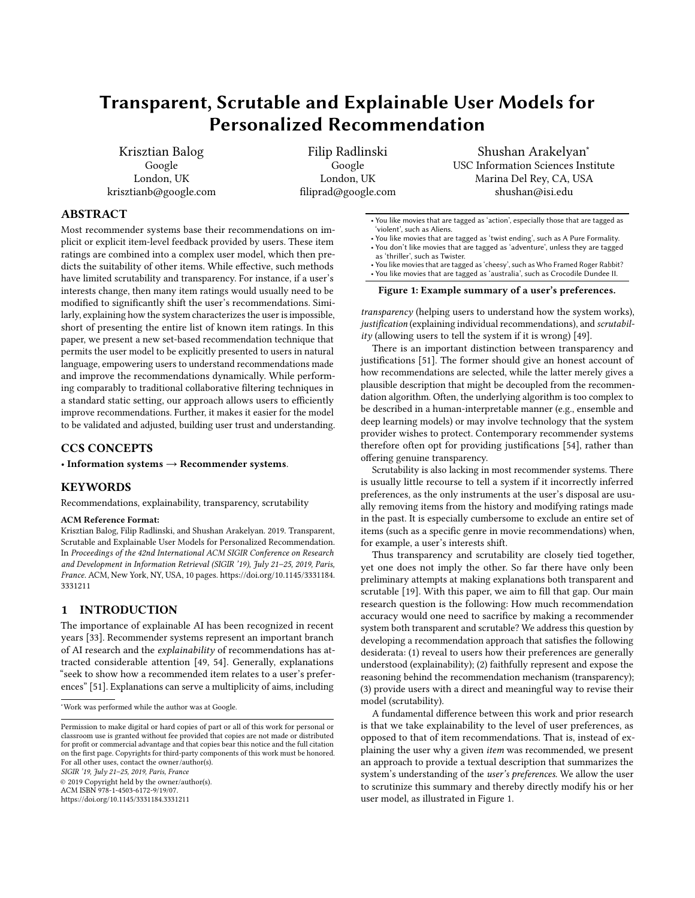# Transparent, Scrutable and Explainable User Models for Personalized Recommendation

Krisztian Balog
Google
London, UK
krisztianb@google.com

Filip Radlinski
Google
London, UK
filiprad@google.com

Shushan Arakelyan*
USC Information Sciences Institute
Marina Del Rey, CA, USA
shushan@isi.edu

## ABSTRACT

Most recommender systems base their recommendations on implicit or explicit item-level feedback provided by users. These item ratings are combined into a complex user model, which then predicts the suitability of other items. While effective, such methods have limited scrutability and transparency. For instance, if a user's interests change, then many item ratings would usually need to be modified to significantly shift the user's recommendations. Similarly, explaining how the system characterizes the user is impossible, short of presenting the entire list of known item ratings. In this paper, we present a new set-based recommendation technique that permits the user model to be explicitly presented to users in natural language, empowering users to understand recommendations made and improve the recommendations dynamically. While performing comparably to traditional collaborative filtering techniques in a standard static setting, our approach allows users to efficiently improve recommendations. Further, it makes it easier for the model to be validated and adjusted, building user trust and understanding.

## CCS CONCEPTS

• **Information systems → Recommender systems**.

## KEYWORDS

Recommendations, explainability, transparency, scrutability

**ACM Reference Format:**
Krisztian Balog, Filip Radlinski, and Shushan Arakelyan. 2019. Transparent, Scrutable and Explainable User Models for Personalized Recommendation. In *Proceedings of the 42nd International ACM SIGIR Conference on Research and Development in Information Retrieval (SIGIR '19), July 21–25, 2019, Paris, France.* ACM, New York, NY, USA, 10 pages. https://doi.org/10.1145/3331184.3331211

## 1 INTRODUCTION

The importance of explainable AI has been recognized in recent years [33]. Recommender systems represent an important branch of AI research and the *explainability* of recommendations has attracted considerable attention [49, 54]. Generally, explanations "seek to show how a recommended item relates to a user's preferences" [51]. Explanations can serve a multiplicity of aims, including *transparency* (helping users to understand how the system works), *justification* (explaining individual recommendations), and *scrutability* (allowing users to tell the system if it is wrong) [49].

- You like movies that are tagged as 'action', especially those that are tagged as 'violent', such as Aliens.
- You like movies that are tagged as 'twist ending', such as A Pure Formality.
- You don't like movies that are tagged as 'adventure', unless they are tagged as 'thriller', such as Twister.
- You like movies that are tagged as 'cheesy', such as Who Framed Roger Rabbit?
- You like movies that are tagged as 'australia', such as Crocodile Dundee II.

**Figure 1: Example summary of a user's preferences.**

There is an important distinction between transparency and justifications [51]. The former should give an honest account of how recommendations are selected, while the latter merely gives a plausible description that might be decoupled from the recommendation algorithm. Often, the underlying algorithm is too complex to be described in a human-interpretable manner (e.g., ensemble and deep learning models) or may involve technology that the system provider wishes to protect. Contemporary recommender systems therefore often opt for providing justifications [54], rather than offering genuine transparency.

Scrutability is also lacking in most recommender systems. There is usually little recourse to tell a system if it incorrectly inferred preferences, as the only instruments at the user's disposal are usually removing items from the history and modifying ratings made in the past. It is especially cumbersome to exclude an entire set of items (such as a specific genre in movie recommendations) when, for example, a user's interests shift.

Thus transparency and scrutability are closely tied together, yet one does not imply the other. So far there have only been preliminary attempts at making explanations both transparent and scrutable [19]. With this paper, we aim to fill that gap. Our main research question is the following: How much recommendation accuracy would one need to sacrifice by making a recommender system both transparent and scrutable? We address this question by developing a recommendation approach that satisfies the following desiderata: (1) reveal to users how their preferences are generally understood (explainability); (2) faithfully represent and expose the reasoning behind the recommendation mechanism (transparency); (3) provide users with a direct and meaningful way to revise their model (scrutability).

A fundamental difference between this work and prior research is that we take explainability to the level of user preferences, as opposed to that of item recommendations. That is, instead of explaining the user why a given *item* was recommended, we present an approach to provide a textual description that summarizes the system's understanding of the *user's preferences*. We allow the user to scrutinize this summary and thereby directly modify his or her user model, as illustrated in Figure 1.

*Work was performed while the author was at Google.

Permission to make digital or hard copies of part or all of this work for personal or classroom use is granted without fee provided that copies are not made or distributed for profit or commercial advantage and that copies bear this notice and the full citation on the first page. Copyrights for third-party components of this work must be honored. For all other uses, contact the owner/author(s).
*SIGIR '19, July 21–25, 2019, Paris, France*
© 2019 Copyright held by the owner/author(s).
ACM ISBN 978-1-4503-6172-9/19/07.
https://doi.org/10.1145/3331184.3331211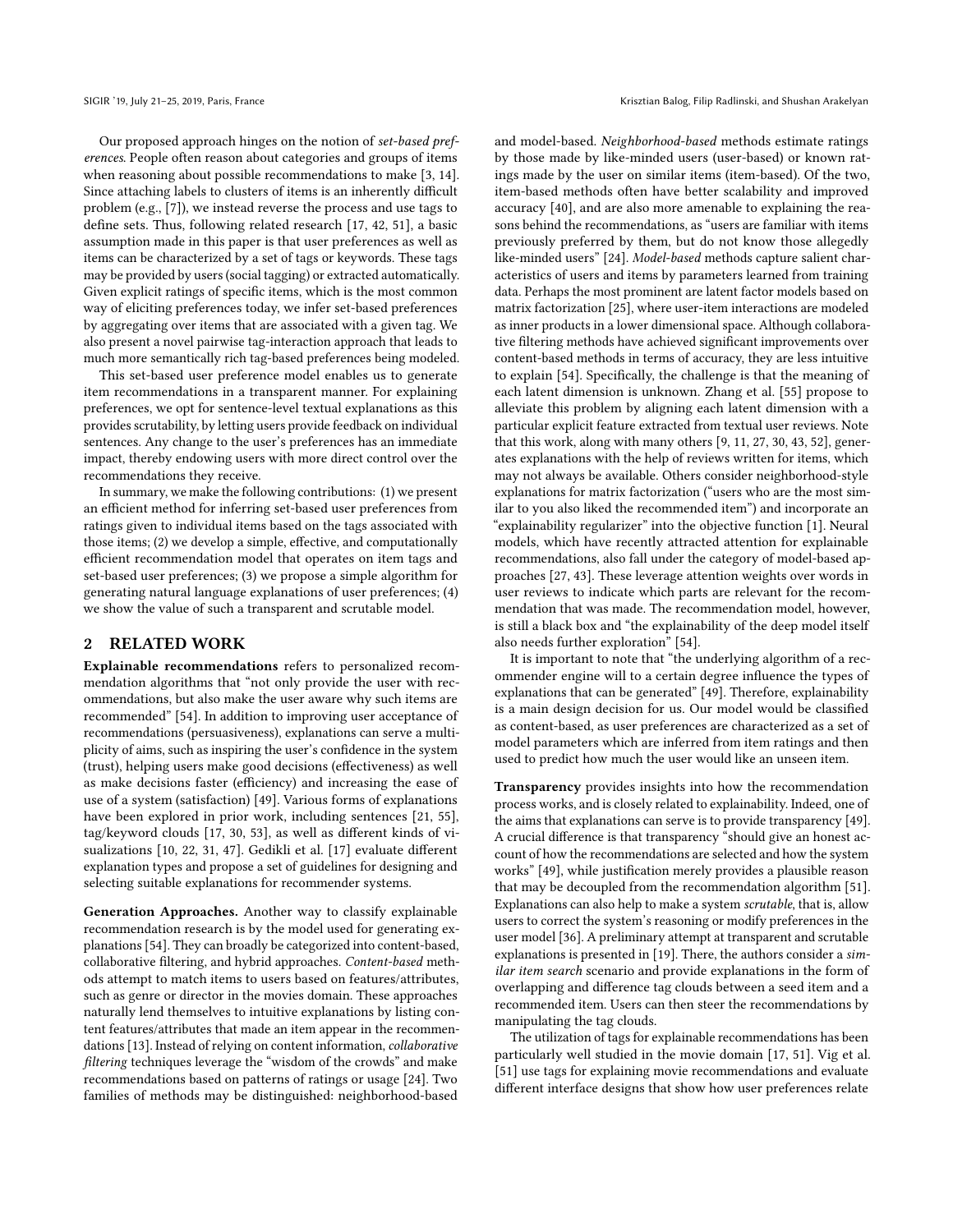Our proposed approach hinges on the notion of *set-based preferences*. People often reason about categories and groups of items when reasoning about possible recommendations to make [3, 14]. Since attaching labels to clusters of items is an inherently difficult problem (e.g., [7]), we instead reverse the process and use tags to define sets. Thus, following related research [17, 42, 51], a basic assumption made in this paper is that user preferences as well as items can be characterized by a set of tags or keywords. These tags may be provided by users (social tagging) or extracted automatically. Given explicit ratings of specific items, which is the most common way of eliciting preferences today, we infer set-based preferences by aggregating over items that are associated with a given tag. We also present a novel pairwise tag-interaction approach that leads to much more semantically rich tag-based preferences being modeled.

This set-based user preference model enables us to generate item recommendations in a transparent manner. For explaining preferences, we opt for sentence-level textual explanations as this provides scrutability, by letting users provide feedback on individual sentences. Any change to the user's preferences has an immediate impact, thereby endowing users with more direct control over the recommendations they receive.

In summary, we make the following contributions: (1) we present an efficient method for inferring set-based user preferences from ratings given to individual items based on the tags associated with those items; (2) we develop a simple, effective, and computationally efficient recommendation model that operates on item tags and set-based user preferences; (3) we propose a simple algorithm for generating natural language explanations of user preferences; (4) we show the value of such a transparent and scrutable model.

## 2 RELATED WORK

**Explainable recommendations** refers to personalized recommendation algorithms that "not only provide the user with recommendations, but also make the user aware why such items are recommended" [54]. In addition to improving user acceptance of recommendations (persuasiveness), explanations can serve a multiplicity of aims, such as inspiring the user's confidence in the system (trust), helping users make good decisions (effectiveness) as well as make decisions faster (efficiency) and increasing the ease of use of a system (satisfaction) [49]. Various forms of explanations have been explored in prior work, including sentences [21, 55], tag/keyword clouds [17, 30, 53], as well as different kinds of visualizations [10, 22, 31, 47]. Gedikli et al. [17] evaluate different explanation types and propose a set of guidelines for designing and selecting suitable explanations for recommender systems.

**Generation Approaches.** Another way to classify explainable recommendation research is by the model used for generating explanations [54]. They can broadly be categorized into content-based, collaborative filtering, and hybrid approaches. *Content-based* methods attempt to match items to users based on features/attributes, such as genre or director in the movies domain. These approaches naturally lend themselves to intuitive explanations by listing content features/attributes that made an item appear in the recommendations [13]. Instead of relying on content information, *collaborative filtering* techniques leverage the "wisdom of the crowds" and make recommendations based on patterns of ratings or usage [24]. Two families of methods may be distinguished: neighborhood-based and model-based. *Neighborhood-based* methods estimate ratings by those made by like-minded users (user-based) or known ratings made by the user on similar items (item-based). Of the two, item-based methods often have better scalability and improved accuracy [40], and are also more amenable to explaining the reasons behind the recommendations, as "users are familiar with items previously preferred by them, but do not know those allegedly like-minded users" [24]. *Model-based* methods capture salient characteristics of users and items by parameters learned from training data. Perhaps the most prominent are latent factor models based on matrix factorization [25], where user-item interactions are modeled as inner products in a lower dimensional space. Although collaborative filtering methods have achieved significant improvements over content-based methods in terms of accuracy, they are less intuitive to explain [54]. Specifically, the challenge is that the meaning of each latent dimension is unknown. Zhang et al. [55] propose to alleviate this problem by aligning each latent dimension with a particular explicit feature extracted from textual user reviews. Note that this work, along with many others [9, 11, 27, 30, 43, 52], generates explanations with the help of reviews written for items, which may not always be available. Others consider neighborhood-style explanations for matrix factorization ("users who are the most similar to you also liked the recommended item") and incorporate an "explainability regularizer" into the objective function [1]. Neural models, which have recently attracted attention for explainable recommendations, also fall under the category of model-based approaches [27, 43]. These leverage attention weights over words in user reviews to indicate which parts are relevant for the recommendation that was made. The recommendation model, however, is still a black box and "the explainability of the deep model itself also needs further exploration" [54].

It is important to note that "the underlying algorithm of a recommender engine will to a certain degree influence the types of explanations that can be generated" [49]. Therefore, explainability is a main design decision for us. Our model would be classified as content-based, as user preferences are characterized as a set of model parameters which are inferred from item ratings and then used to predict how much the user would like an unseen item.

**Transparency** provides insights into how the recommendation process works, and is closely related to explainability. Indeed, one of the aims that explanations can serve is to provide transparency [49]. A crucial difference is that transparency "should give an honest account of how the recommendations are selected and how the system works" [49], while justification merely provides a plausible reason that may be decoupled from the recommendation algorithm [51]. Explanations can also help to make a system *scrutable*, that is, allow users to correct the system's reasoning or modify preferences in the user model [36]. A preliminary attempt at transparent and scrutable explanations is presented in [19]. There, the authors consider a *similar item search* scenario and provide explanations in the form of overlapping and difference tag clouds between a seed item and a recommended item. Users can then steer the recommendations by manipulating the tag clouds.

The utilization of tags for explainable recommendations has been particularly well studied in the movie domain [17, 51]. Vig et al. [51] use tags for explaining movie recommendations and evaluate different interface designs that show how user preferences relate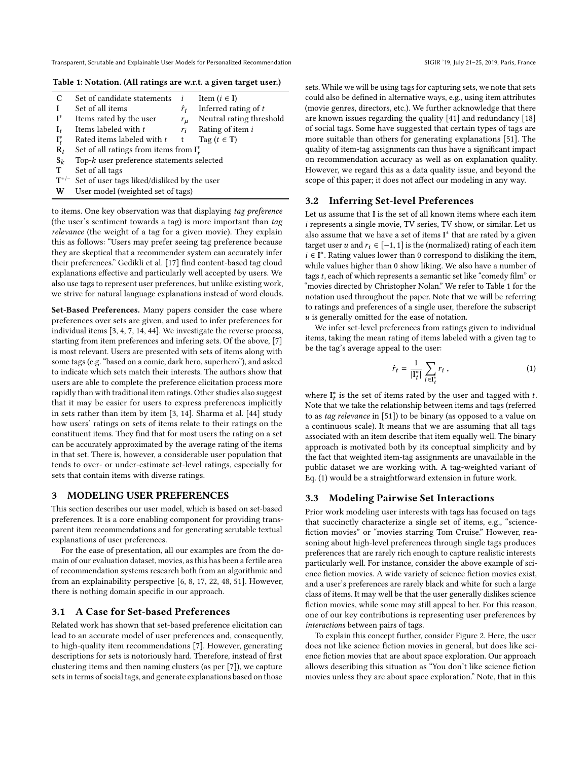Table 1: Notation. (All ratings are w.r.t. a given target user.)

| | | | |
|---|---|---|---|
| $\mathbf{C}$ | Set of candidate statements | $i$ | Item ($i \in \mathbf{I}$) |
| $\mathbf{I}$ | Set of all items | $\hat{r}_t$ | Inferred rating of $t$ |
| $\mathbf{I}^*$ | Items rated by the user | $r_\mu$ | Neutral rating threshold |
| $\mathbf{I}_t$ | Items labeled with $t$ | $r_i$ | Rating of item $i$ |
| $\mathbf{I}_t^*$ | Rated items labeled with $t$ | t | Tag ($t \in \mathbf{T}$) |
| $\mathbf{R}_t$ | Set of all ratings from items from $\mathbf{I}_t^*$ | | |
| $\mathbf{S}_k$ | Top-$k$ user preference statements selected | | |
| $\mathbf{T}$ | Set of all tags | | |
| $\mathbf{T}^{+/-}$ | Set of user tags liked/disliked by the user | | |
| $\mathbf{W}$ | User model (weighted set of tags) | | |

to items. One key observation was that displaying *tag preference* (the user's sentiment towards a tag) is more important than *tag relevance* (the weight of a tag for a given movie). They explain this as follows: "Users may prefer seeing tag preference because they are skeptical that a recommender system can accurately infer their preferences." Gedikli et al. [17] find content-based tag cloud explanations effective and particularly well accepted by users. We also use tags to represent user preferences, but unlike existing work, we strive for natural language explanations instead of word clouds.

**Set-Based Preferences.** Many papers consider the case where preferences over sets are given, and used to infer preferences for individual items [3, 4, 7, 14, 44]. We investigate the reverse process, starting from item preferences and infering sets. Of the above, [7] is most relevant. Users are presented with sets of items along with some tags (e.g. "based on a comic, dark hero, superhero"), and asked to indicate which sets match their interests. The authors show that users are able to complete the preference elicitation process more rapidly than with traditional item ratings. Other studies also suggest that it may be easier for users to express preferences implicitly in sets rather than item by item [3, 14]. Sharma et al. [44] study how users' ratings on sets of items relate to their ratings on the constituent items. They find that for most users the rating on a set can be accurately approximated by the average rating of the items in that set. There is, however, a considerable user population that tends to over- or under-estimate set-level ratings, especially for sets that contain items with diverse ratings.

## 3 MODELING USER PREFERENCES

This section describes our user model, which is based on set-based preferences. It is a core enabling component for providing transparent item recommendations and for generating scrutable textual explanations of user preferences.

For the ease of presentation, all our examples are from the domain of our evaluation dataset, movies, as this has been a fertile area of recommendation systems research both from an algorithmic and from an explainability perspective [6, 8, 17, 22, 48, 51]. However, there is nothing domain specific in our approach.

### 3.1 A Case for Set-based Preferences

Related work has shown that set-based preference elicitation can lead to an accurate model of user preferences and, consequently, to high-quality item recommendations [7]. However, generating descriptions for sets is notoriously hard. Therefore, instead of first clustering items and then naming clusters (as per [7]), we capture sets in terms of social tags, and generate explanations based on those sets. While we will be using tags for capturing sets, we note that sets could also be defined in alternative ways, e.g., using item attributes (movie genres, directors, etc.). We further acknowledge that there are known issues regarding the quality [41] and redundancy [18] of social tags. Some have suggested that certain types of tags are more suitable than others for generating explanations [51]. The quality of item-tag assignments can thus have a significant impact on recommendation accuracy as well as on explanation quality. However, we regard this as a data quality issue, and beyond the scope of this paper; it does not affect our modeling in any way.

### 3.2 Inferring Set-level Preferences

Let us assume that $\mathbf{I}$ is the set of all known items where each item $i$ represents a single movie, TV series, TV show, or similar. Let us also assume that we have a set of items $\mathbf{I}^*$ that are rated by a given target user $u$ and $r_i \in [-1, 1]$ is the (normalized) rating of each item $i \in \mathbf{I}^*$. Rating values lower than 0 correspond to disliking the item, while values higher than 0 show liking. We also have a number of tags $t$, each of which represents a semantic set like "comedy film" or "movies directed by Christopher Nolan." We refer to Table 1 for the notation used throughout the paper. Note that we will be referring to ratings and preferences of a single user, therefore the subscript $u$ is generally omitted for the ease of notation.

We infer set-level preferences from ratings given to individual items, taking the mean rating of items labeled with a given tag to be the tag's average appeal to the user:

$$\hat{r}_t = \frac{1}{|\mathbf{I}_t^*|} \sum_{i \in \mathbf{I}_t^*} r_i \ , \tag{1}$$

where $\mathbf{I}_t^*$ is the set of items rated by the user and tagged with $t$. Note that we take the relationship between items and tags (referred to as *tag relevance* in [51]) to be binary (as opposed to a value on a continuous scale). It means that we are assuming that all tags associated with an item describe that item equally well. The binary approach is motivated both by its conceptual simplicity and by the fact that weighted item-tag assignments are unavailable in the public dataset we are working with. A tag-weighted variant of Eq. (1) would be a straightforward extension in future work.

### 3.3 Modeling Pairwise Set Interactions

Prior work modeling user interests with tags has focused on tags that succinctly characterize a single set of items, e.g., "science-fiction movies" or "movies starring Tom Cruise." However, reasoning about high-level preferences through single tags produces preferences that are rarely rich enough to capture realistic interests particularly well. For instance, consider the above example of science fiction movies. A wide variety of science fiction movies exist, and a user's preferences are rarely black and white for such a large class of items. It may well be that the user generally dislikes science fiction movies, while some may still appeal to her. For this reason, one of our key contributions is representing user preferences by *interactions* between pairs of tags.

To explain this concept further, consider Figure 2. Here, the user does not like science fiction movies in general, but does like science fiction movies that are about space exploration. Our approach allows describing this situation as "You don't like science fiction movies unless they are about space exploration." Note, that in this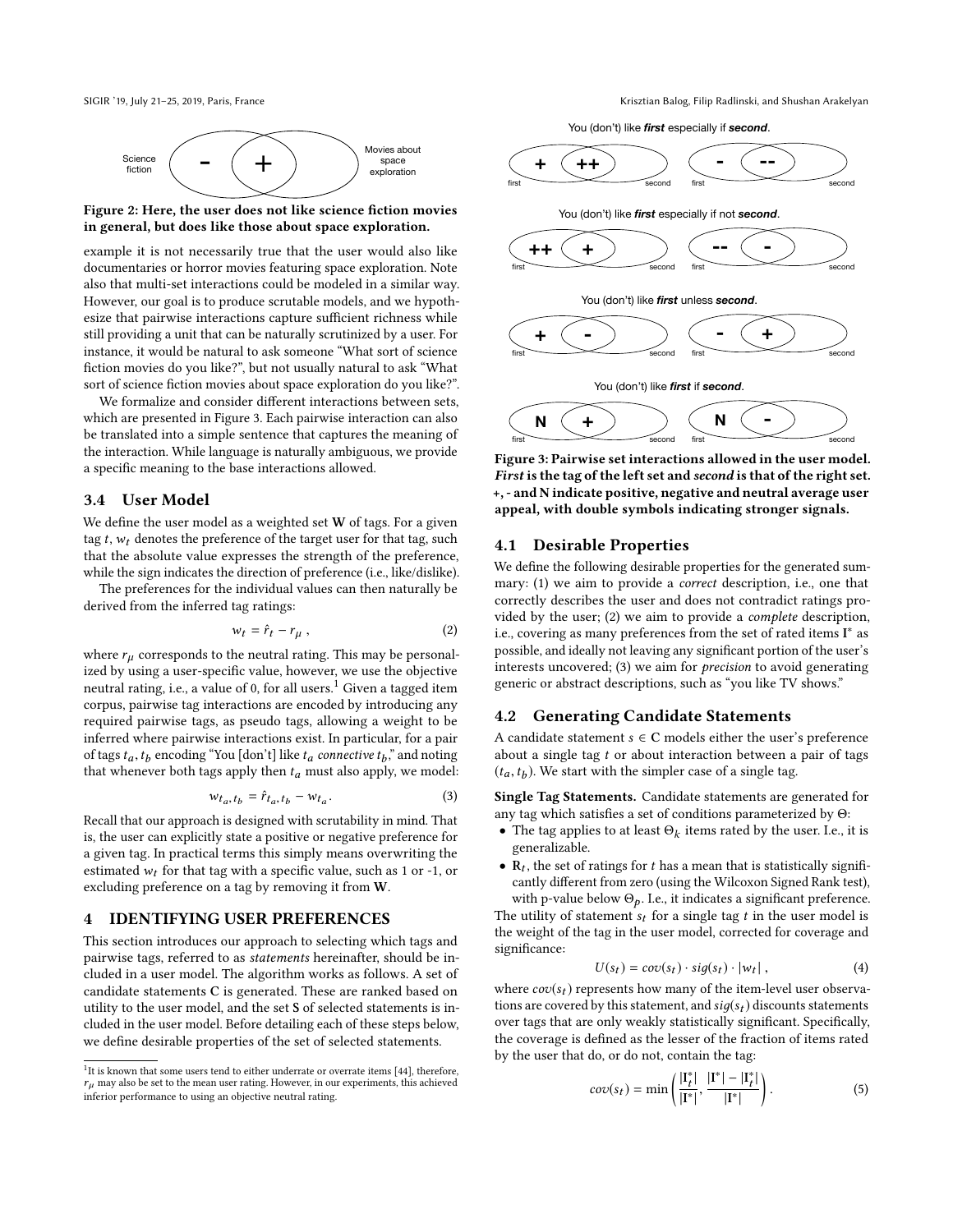Figure 2: Here, the user does not like science fiction movies in general, but does like those about space exploration.

example it is not necessarily true that the user would also like documentaries or horror movies featuring space exploration. Note also that multi-set interactions could be modeled in a similar way. However, our goal is to produce scrutable models, and we hypothesize that pairwise interactions capture sufficient richness while still providing a unit that can be naturally scrutinized by a user. For instance, it would be natural to ask someone "What sort of science fiction movies do you like?", but not usually natural to ask "What sort of science fiction movies about space exploration do you like?".

We formalize and consider different interactions between sets, which are presented in Figure 3. Each pairwise interaction can also be translated into a simple sentence that captures the meaning of the interaction. While language is naturally ambiguous, we provide a specific meaning to the base interactions allowed.

### 3.4 User Model

We define the user model as a weighted set **W** of tags. For a given tag $t$, $w_t$ denotes the preference of the target user for that tag, such that the absolute value expresses the strength of the preference, while the sign indicates the direction of preference (i.e., like/dislike).

The preferences for the individual values can then naturally be derived from the inferred tag ratings:

$$w_t = \hat{r}_t - r_\mu \,, \tag{2}$$

where $r_\mu$ corresponds to the neutral rating. This may be personalized by using a user-specific value, however, we use the objective neutral rating, i.e., a value of 0, for all users.[1] Given a tagged item corpus, pairwise tag interactions are encoded by introducing any required pairwise tags, as pseudo tags, allowing a weight to be inferred where pairwise interactions exist. In particular, for a pair of tags $t_a, t_b$ encoding "You [don't] like $t_a$ *connective* $t_b$," and noting that whenever both tags apply then $t_a$ must also apply, we model:

$$w_{t_a,t_b} = \hat{r}_{t_a,t_b} - w_{t_a}. \tag{3}$$

Recall that our approach is designed with scrutability in mind. That is, the user can explicitly state a positive or negative preference for a given tag. In practical terms this simply means overwriting the estimated $w_t$ for that tag with a specific value, such as 1 or -1, or excluding preference on a tag by removing it from **W**.

## 4 IDENTIFYING USER PREFERENCES

This section introduces our approach to selecting which tags and pairwise tags, referred to as *statements* hereinafter, should be included in a user model. The algorithm works as follows. A set of candidate statements **C** is generated. These are ranked based on utility to the user model, and the set **S** of selected statements is included in the user model. Before detailing each of these steps below, we define desirable properties of the set of selected statements.

[1] It is known that some users tend to either underrate or overrate items [44], therefore, $r_\mu$ may also be set to the mean user rating. However, in our experiments, this achieved inferior performance to using an objective neutral rating.

You (don't) like ***first*** especially if ***second***.

You (don't) like ***first*** especially if not ***second***.

You (don't) like ***first*** unless ***second***.

You (don't) like ***first*** if ***second***.

**Figure 3: Pairwise set interactions allowed in the user model. *First* is the tag of the left set and *second* is that of the right set. +, - and N indicate positive, negative and neutral average user appeal, with double symbols indicating stronger signals.**

### 4.1 Desirable Properties

We define the following desirable properties for the generated summary: (1) we aim to provide a *correct* description, i.e., one that correctly describes the user and does not contradict ratings provided by the user; (2) we aim to provide a *complete* description, i.e., covering as many preferences from the set of rated items $\mathbf{I}^*$ as possible, and ideally not leaving any significant portion of the user's interests uncovered; (3) we aim for *precision* to avoid generating generic or abstract descriptions, such as "you like TV shows."

### 4.2 Generating Candidate Statements

A candidate statement $s \in \mathbf{C}$ models either the user's preference about a single tag $t$ or about interaction between a pair of tags $(t_a, t_b)$. We start with the simpler case of a single tag.

**Single Tag Statements.** Candidate statements are generated for any tag which satisfies a set of conditions parameterized by $\Theta$:

- The tag applies to at least $\Theta_k$ items rated by the user. I.e., it is generalizable.
- $\mathbf{R}_t$, the set of ratings for $t$ has a mean that is statistically significantly different from zero (using the Wilcoxon Signed Rank test), with p-value below $\Theta_p$. I.e., it indicates a significant preference.

The utility of statement $s_t$ for a single tag $t$ in the user model is the weight of the tag in the user model, corrected for coverage and significance:

$$U(s_t) = cov(s_t) \cdot sig(s_t) \cdot |w_t| \,, \tag{4}$$

where $cov(s_t)$ represents how many of the item-level user observations are covered by this statement, and $sig(s_t)$ discounts statements over tags that are only weakly statistically significant. Specifically, the coverage is defined as the lesser of the fraction of items rated by the user that do, or do not, contain the tag:

$$cov(s_t) = \min\left(\frac{|\mathbf{I}^*_t|}{|\mathbf{I}^*|}, \frac{|\mathbf{I}^*| - |\mathbf{I}^*_t|}{|\mathbf{I}^*|}\right). \tag{5}$$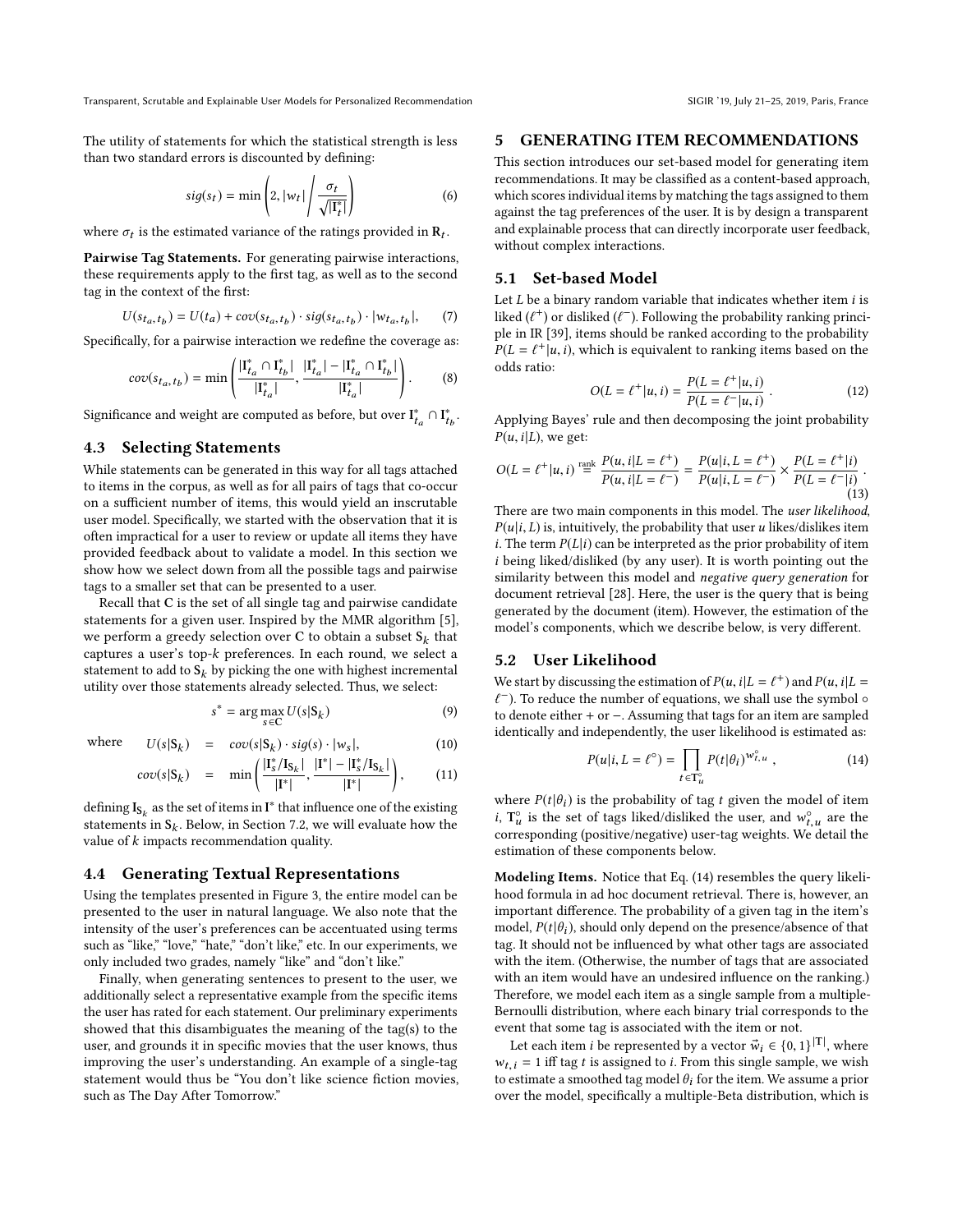The utility of statements for which the statistical strength is less than two standard errors is discounted by defining:

$$sig(s_t) = \min\left(2, |w_t| \Bigg/ \frac{\sigma_t}{\sqrt{|\mathbf{I}^*_t|}}\right) \tag{6}$$

where $\sigma_t$ is the estimated variance of the ratings provided in $\mathbf{R}_t$.

**Pairwise Tag Statements.** For generating pairwise interactions, these requirements apply to the first tag, as well as to the second tag in the context of the first:

$$U(s_{t_a,t_b}) = U(t_a) + cov(s_{t_a,t_b}) \cdot sig(s_{t_a,t_b}) \cdot |w_{t_a,t_b}|, \tag{7}$$

Specifically, for a pairwise interaction we redefine the coverage as:

$$cov(s_{t_a,t_b}) = \min\left(\frac{|\mathbf{I}^*_{t_a} \cap \mathbf{I}^*_{t_b}|}{|\mathbf{I}^*_{t_a}|}, \frac{|\mathbf{I}^*_{t_a}| - |\mathbf{I}^*_{t_a} \cap \mathbf{I}^*_{t_b}|}{|\mathbf{I}^*_{t_a}|}\right). \tag{8}$$

Significance and weight are computed as before, but over $\mathbf{I}^*_{t_a} \cap \mathbf{I}^*_{t_b}$.

### 4.3 Selecting Statements

While statements can be generated in this way for all tags attached to items in the corpus, as well as for all pairs of tags that co-occur on a sufficient number of items, this would yield an inscrutable user model. Specifically, we started with the observation that it is often impractical for a user to review or update all items they have provided feedback about to validate a model. In this section we show how we select down from all the possible tags and pairwise tags to a smaller set that can be presented to a user.

Recall that $\mathbf{C}$ is the set of all single tag and pairwise candidate statements for a given user. Inspired by the MMR algorithm [5], we perform a greedy selection over $\mathbf{C}$ to obtain a subset $\mathbf{S}_k$ that captures a user's top-$k$ preferences. In each round, we select a statement to add to $\mathbf{S}_k$ by picking the one with highest incremental utility over those statements already selected. Thus, we select:

$$s^* = \arg\max_{s \in \mathbf{C}} U(s|\mathbf{S}_k) \tag{9}$$

$$\text{where} \quad U(s|\mathbf{S}_k) = cov(s|\mathbf{S}_k) \cdot sig(s) \cdot |w_s|, \tag{10}$$

$$cov(s|\mathbf{S}_k) = \min\left(\frac{|\mathbf{I}^*_s / \mathbf{I}_{\mathbf{S}_k}|}{|\mathbf{I}^*|}, \frac{|\mathbf{I}^*| - |\mathbf{I}^*_s / \mathbf{I}_{\mathbf{S}_k}|}{|\mathbf{I}^*|}\right), \tag{11}$$

defining $\mathbf{I}_{\mathbf{S}_k}$ as the set of items in $\mathbf{I}^*$ that influence one of the existing statements in $\mathbf{S}_k$. Below, in Section 7.2, we will evaluate how the value of $k$ impacts recommendation quality.

### 4.4 Generating Textual Representations

Using the templates presented in Figure 3, the entire model can be presented to the user in natural language. We also note that the intensity of the user's preferences can be accentuated using terms such as "like," "love," "hate," "don't like," etc. In our experiments, we only included two grades, namely "like" and "don't like."

Finally, when generating sentences to present to the user, we additionally select a representative example from the specific items the user has rated for each statement. Our preliminary experiments showed that this disambiguates the meaning of the tag(s) to the user, and grounds it in specific movies that the user knows, thus improving the user's understanding. An example of a single-tag statement would thus be "You don't like science fiction movies, such as The Day After Tomorrow."

## 5 GENERATING ITEM RECOMMENDATIONS

This section introduces our set-based model for generating item recommendations. It may be classified as a content-based approach, which scores individual items by matching the tags assigned to them against the tag preferences of the user. It is by design a transparent and explainable process that can directly incorporate user feedback, without complex interactions.

### 5.1 Set-based Model

Let $L$ be a binary random variable that indicates whether item $i$ is liked ($\ell^+$) or disliked ($\ell^-$). Following the probability ranking principle in IR [39], items should be ranked according to the probability $P(L = \ell^+|u, i)$, which is equivalent to ranking items based on the odds ratio:

$$O(L = \ell^+|u, i) = \frac{P(L = \ell^+|u, i)}{P(L = \ell^-|u, i)}. \tag{12}$$

Applying Bayes' rule and then decomposing the joint probability $P(u, i|L)$, we get:

$$O(L = \ell^+|u, i) \stackrel{\text{rank}}{=} \frac{P(u, i|L = \ell^+)}{P(u, i|L = \ell^-)} = \frac{P(u|i, L = \ell^+)}{P(u|i, L = \ell^-)} \times \frac{P(L = \ell^+|i)}{P(L = \ell^-|i)}. \tag{13}$$

There are two main components in this model. The *user likelihood*, $P(u|i, L)$ is, intuitively, the probability that user $u$ likes/dislikes item $i$. The term $P(L|i)$ can be interpreted as the prior probability of item $i$ being liked/disliked (by any user). It is worth pointing out the similarity between this model and *negative query generation* for document retrieval [28]. Here, the user is the query that is being generated by the document (item). However, the estimation of the model's components, which we describe below, is very different.

### 5.2 User Likelihood

We start by discussing the estimation of $P(u, i|L = \ell^+)$ and $P(u, i|L = \ell^-)$. To reduce the number of equations, we shall use the symbol $\circ$ to denote either + or −. Assuming that tags for an item are sampled identically and independently, the user likelihood is estimated as:

$$P(u|i, L = \ell^\circ) = \prod_{t \in \mathbf{T}^\circ_u} P(t|\theta_i)^{w^\circ_{t,u}}, \tag{14}$$

where $P(t|\theta_i)$ is the probability of tag $t$ given the model of item $i$, $\mathbf{T}^\circ_u$ is the set of tags liked/disliked the user, and $w^\circ_{t,u}$ are the corresponding (positive/negative) user-tag weights. We detail the estimation of these components below.

**Modeling Items.** Notice that Eq. (14) resembles the query likelihood formula in ad hoc document retrieval. There is, however, an important difference. The probability of a given tag in the item's model, $P(t|\theta_i)$, should only depend on the presence/absence of that tag. It should not be influenced by what other tags are associated with the item. (Otherwise, the number of tags that are associated with an item would have an undesired influence on the ranking.) Therefore, we model each item as a single sample from a multiple-Bernoulli distribution, where each binary trial corresponds to the event that some tag is associated with the item or not.

Let each item $i$ be represented by a vector $\vec{w}_i \in \{0, 1\}^{|\mathbf{T}|}$, where $w_{t,i} = 1$ iff tag $t$ is assigned to $i$. From this single sample, we wish to estimate a smoothed tag model $\theta_i$ for the item. We assume a prior over the model, specifically a multiple-Beta distribution, which is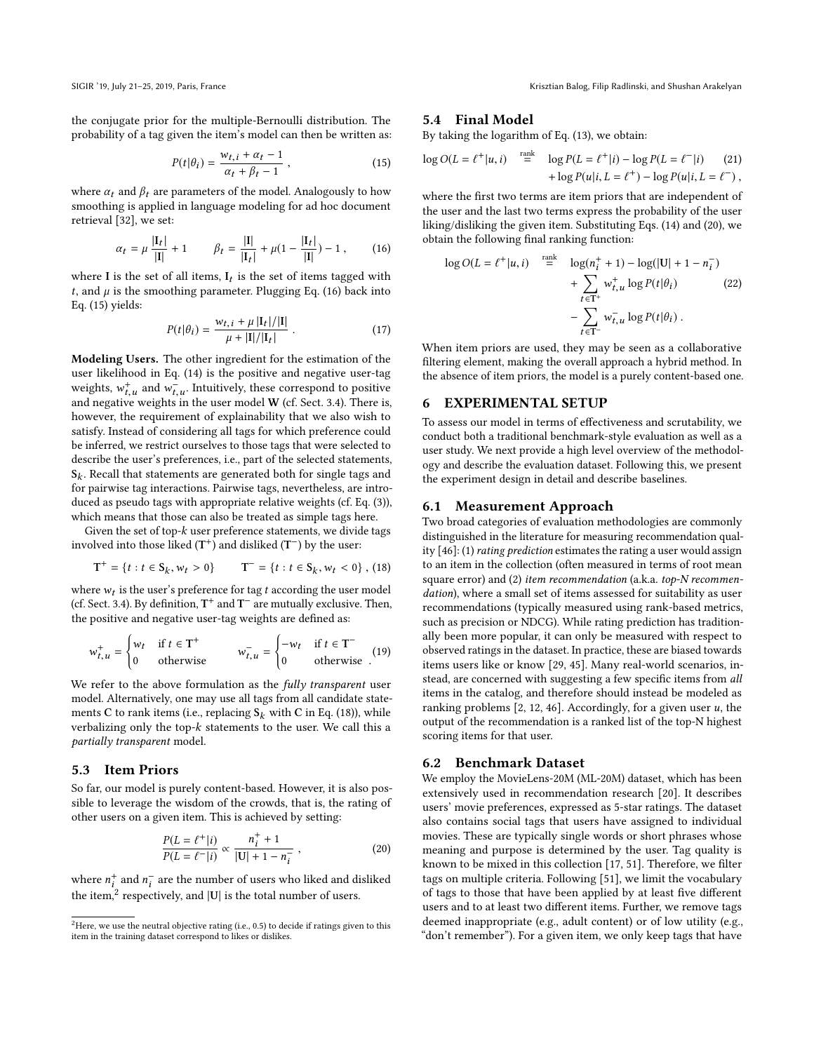the conjugate prior for the multiple-Bernoulli distribution. The probability of a tag given the item's model can then be written as:

$$P(t|\theta_i) = \frac{w_{t,i} + \alpha_t - 1}{\alpha_t + \beta_t - 1} , \tag{15}$$

where $\alpha_t$ and $\beta_t$ are parameters of the model. Analogously to how smoothing is applied in language modeling for ad hoc document retrieval [32], we set:

$$\alpha_t = \mu \frac{|\mathbf{I}_t|}{|\mathbf{I}|} + 1 \qquad \beta_t = \frac{|\mathbf{I}|}{|\mathbf{I}_t|} + \mu(1 - \frac{|\mathbf{I}_t|}{|\mathbf{I}|}) - 1 , \tag{16}$$

where $\mathbf{I}$ is the set of all items, $\mathbf{I}_t$ is the set of items tagged with $t$, and $\mu$ is the smoothing parameter. Plugging Eq. (16) back into Eq. (15) yields:

$$P(t|\theta_i) = \frac{w_{t,i} + \mu\,|\mathbf{I}_t|/|\mathbf{I}|}{\mu + |\mathbf{I}|/|\mathbf{I}_t|} . \tag{17}$$

**Modeling Users.** The other ingredient for the estimation of the user likelihood in Eq. (14) is the positive and negative user-tag weights, $w^+_{t,u}$ and $w^-_{t,u}$. Intuitively, these correspond to positive and negative weights in the user model $\mathbf{W}$ (cf. Sect. 3.4). There is, however, the requirement of explainability that we also wish to satisfy. Instead of considering all tags for which preference could be inferred, we restrict ourselves to those tags that were selected to describe the user's preferences, i.e., part of the selected statements, $\mathbf{S}_k$. Recall that statements are generated both for single tags and for pairwise tag interactions. Pairwise tags, nevertheless, are introduced as pseudo tags with appropriate relative weights (cf. Eq. (3)), which means that those can also be treated as simple tags here.

Given the set of top-$k$ user preference statements, we divide tags involved into those liked ($\mathbf{T}^+$) and disliked ($\mathbf{T}^-$) by the user:

$$\mathbf{T}^+ = \{t : t \in \mathbf{S}_k, w_t > 0\} \qquad \mathbf{T}^- = \{t : t \in \mathbf{S}_k, w_t < 0\} , \tag{18}$$

where $w_t$ is the user's preference for tag $t$ according the user model (cf. Sect. 3.4). By definition, $\mathbf{T}^+$ and $\mathbf{T}^-$ are mutually exclusive. Then, the positive and negative user-tag weights are defined as:

$$w^+_{t,u} = \begin{cases} w_t & \text{if } t \in \mathbf{T}^+ \\ 0 & \text{otherwise} \end{cases} \qquad w^-_{t,u} = \begin{cases} -w_t & \text{if } t \in \mathbf{T}^- \\ 0 & \text{otherwise} \end{cases} . \tag{19}$$

We refer to the above formulation as the *fully transparent* user model. Alternatively, one may use all tags from all candidate statements $\mathbf{C}$ to rank items (i.e., replacing $\mathbf{S}_k$ with $\mathbf{C}$ in Eq. (18)), while verbalizing only the top-$k$ statements to the user. We call this a *partially transparent* model.

### 5.3 Item Priors

So far, our model is purely content-based. However, it is also possible to leverage the wisdom of the crowds, that is, the rating of other users on a given item. This is achieved by setting:

$$\frac{P(L = \ell^+|i)}{P(L = \ell^-|i)} \propto \frac{n^+_i + 1}{|\mathbf{U}| + 1 - n^-_i} , \tag{20}$$

where $n^+_i$ and $n^-_i$ are the number of users who liked and disliked the item,[2] respectively, and $|\mathbf{U}|$ is the total number of users.

[2] Here, we use the neutral objective rating (i.e., 0.5) to decide if ratings given to this item in the training dataset correspond to likes or dislikes.

### 5.4 Final Model

By taking the logarithm of Eq. (13), we obtain:

$$\log O(L = \ell^+|u, i) \overset{\text{rank}}{=} \log P(L = \ell^+|i) - \log P(L = \ell^-|i) + \log P(u|i, L = \ell^+) - \log P(u|i, L = \ell^-) , \tag{21}$$

where the first two terms are item priors that are independent of the user and the last two terms express the probability of the user liking/disliking the given item. Substituting Eqs. (14) and (20), we obtain the following final ranking function:

$$\log O(L = \ell^+|u, i) \overset{\text{rank}}{=} \log(n^+_i + 1) - \log(|\mathbf{U}| + 1 - n^-_i) + \sum_{t \in \mathbf{T}^+} w^+_{t,u} \log P(t|\theta_i) - \sum_{t \in \mathbf{T}^-} w^-_{t,u} \log P(t|\theta_i) . \tag{22}$$

When item priors are used, they may be seen as a collaborative filtering element, making the overall approach a hybrid method. In the absence of item priors, the model is a purely content-based one.

## 6 EXPERIMENTAL SETUP

To assess our model in terms of effectiveness and scrutability, we conduct both a traditional benchmark-style evaluation as well as a user study. We next provide a high level overview of the methodology and describe the evaluation dataset. Following this, we present the experiment design in detail and describe baselines.

### 6.1 Measurement Approach

Two broad categories of evaluation methodologies are commonly distinguished in the literature for measuring recommendation quality [46]: (1) *rating prediction* estimates the rating a user would assign to an item in the collection (often measured in terms of root mean square error) and (2) *item recommendation* (a.k.a. *top-N recommendation*), where a small set of items assessed for suitability as user recommendations (typically measured using rank-based metrics, such as precision or NDCG). While rating prediction has traditionally been more popular, it can only be measured with respect to observed ratings in the dataset. In practice, these are biased towards items users like or know [29, 45]. Many real-world scenarios, instead, are concerned with suggesting a few specific items from *all* items in the catalog, and therefore should instead be modeled as ranking problems [2, 12, 46]. Accordingly, for a given user $u$, the output of the recommendation is a ranked list of the top-N highest scoring items for that user.

### 6.2 Benchmark Dataset

We employ the MovieLens-20M (ML-20M) dataset, which has been extensively used in recommendation research [20]. It describes users' movie preferences, expressed as 5-star ratings. The dataset also contains social tags that users have assigned to individual movies. These are typically single words or short phrases whose meaning and purpose is determined by the user. Tag quality is known to be mixed in this collection [17, 51]. Therefore, we filter tags on multiple criteria. Following [51], we limit the vocabulary of tags to those that have been applied by at least five different users and to at least two different items. Further, we remove tags deemed inappropriate (e.g., adult content) or of low utility (e.g., "don't remember"). For a given item, we only keep tags that have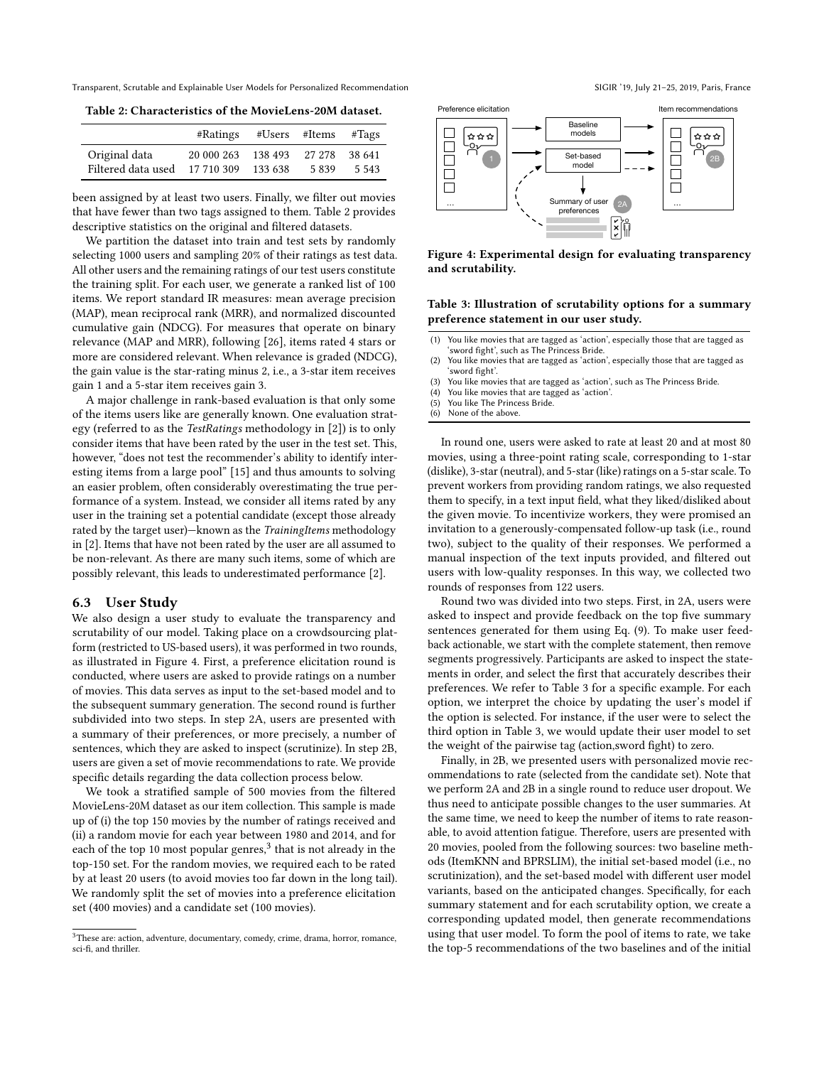**Table 2: Characteristics of the MovieLens-20M dataset.**

| | #Ratings | #Users | #Items | #Tags |
|---|---|---|---|---|
| Original data | 20 000 263 | 138 493 | 27 278 | 38 641 |
| Filtered data used | 17 710 309 | 133 638 | 5 839 | 5 543 |

been assigned by at least two users. Finally, we filter out movies that have fewer than two tags assigned to them. Table 2 provides descriptive statistics on the original and filtered datasets.

We partition the dataset into train and test sets by randomly selecting 1000 users and sampling 20% of their ratings as test data. All other users and the remaining ratings of our test users constitute the training split. For each user, we generate a ranked list of 100 items. We report standard IR measures: mean average precision (MAP), mean reciprocal rank (MRR), and normalized discounted cumulative gain (NDCG). For measures that operate on binary relevance (MAP and MRR), following [26], items rated 4 stars or more are considered relevant. When relevance is graded (NDCG), the gain value is the star-rating minus 2, i.e., a 3-star item receives gain 1 and a 5-star item receives gain 3.

A major challenge in rank-based evaluation is that only some of the items users like are generally known. One evaluation strategy (referred to as the *TestRatings* methodology in [2]) is to only consider items that have been rated by the user in the test set. This, however, "does not test the recommender's ability to identify interesting items from a large pool" [15] and thus amounts to solving an easier problem, often considerably overestimating the true performance of a system. Instead, we consider all items rated by any user in the training set a potential candidate (except those already rated by the target user)—known as the *TrainingItems* methodology in [2]. Items that have not been rated by the user are all assumed to be non-relevant. As there are many such items, some of which are possibly relevant, this leads to underestimated performance [2].

### 6.3 User Study

We also design a user study to evaluate the transparency and scrutability of our model. Taking place on a crowdsourcing platform (restricted to US-based users), it was performed in two rounds, as illustrated in Figure 4. First, a preference elicitation round is conducted, where users are asked to provide ratings on a number of movies. This data serves as input to the set-based model and to the subsequent summary generation. The second round is further subdivided into two steps. In step 2A, users are presented with a summary of their preferences, or more precisely, a number of sentences, which they are asked to inspect (scrutinize). In step 2B, users are given a set of movie recommendations to rate. We provide specific details regarding the data collection process below.

We took a stratified sample of 500 movies from the filtered MovieLens-20M dataset as our item collection. This sample is made up of (i) the top 150 movies by the number of ratings received and (ii) a random movie for each year between 1980 and 2014, and for each of the top 10 most popular genres,[3] that is not already in the top-150 set. For the random movies, we required each to be rated by at least 20 users (to avoid movies too far down in the long tail). We randomly split the set of movies into a preference elicitation set (400 movies) and a candidate set (100 movies).

[3] These are: action, adventure, documentary, comedy, crime, drama, horror, romance, sci-fi, and thriller.

Figure 4: Experimental design for evaluating transparency and scrutability.

**Table 3: Illustration of scrutability options for a summary preference statement in our user study.**

(1) You like movies that are tagged as 'action', especially those that are tagged as 'sword fight', such as The Princess Bride.
(2) You like movies that are tagged as 'action', especially those that are tagged as 'sword fight'.
(3) You like movies that are tagged as 'action', such as The Princess Bride.
(4) You like movies that are tagged as 'action'.
(5) You like The Princess Bride.
(6) None of the above.

In round one, users were asked to rate at least 20 and at most 80 movies, using a three-point rating scale, corresponding to 1-star (dislike), 3-star (neutral), and 5-star (like) ratings on a 5-star scale. To prevent workers from providing random ratings, we also requested them to specify, in a text input field, what they liked/disliked about the given movie. To incentivize workers, they were promised an invitation to a generously-compensated follow-up task (i.e., round two), subject to the quality of their responses. We performed a manual inspection of the text inputs provided, and filtered out users with low-quality responses. In this way, we collected two rounds of responses from 122 users.

Round two was divided into two steps. First, in 2A, users were asked to inspect and provide feedback on the top five summary sentences generated for them using Eq. (9). To make user feedback actionable, we start with the complete statement, then remove segments progressively. Participants are asked to inspect the statements in order, and select the first that accurately describes their preferences. We refer to Table 3 for a specific example. For each option, we interpret the choice by updating the user's model if the option is selected. For instance, if the user were to select the third option in Table 3, we would update their user model to set the weight of the pairwise tag (action,sword fight) to zero.

Finally, in 2B, we presented users with personalized movie recommendations to rate (selected from the candidate set). Note that we perform 2A and 2B in a single round to reduce user dropout. We thus need to anticipate possible changes to the user summaries. At the same time, we need to keep the number of items to rate reasonable, to avoid attention fatigue. Therefore, users are presented with 20 movies, pooled from the following sources: two baseline methods (ItemKNN and BPRSLIM), the initial set-based model (i.e., no scrutinization), and the set-based model with different user model variants, based on the anticipated changes. Specifically, for each summary statement and for each scrutability option, we create a corresponding updated model, then generate recommendations using that user model. To form the pool of items to rate, we take the top-5 recommendations of the two baselines and of the initial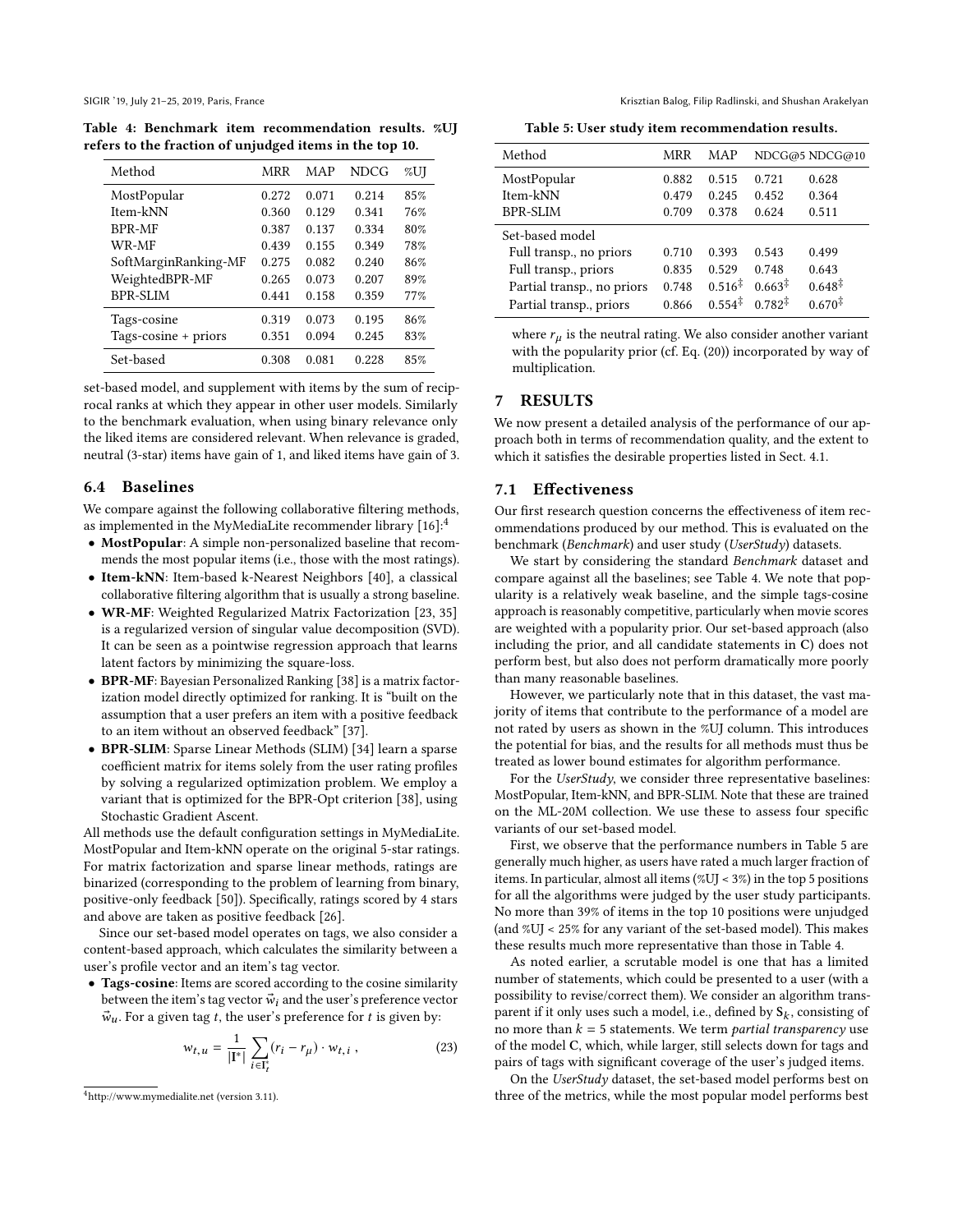Table 4: Benchmark item recommendation results. %UJ refers to the fraction of unjudged items in the top 10.

| Method | MRR | MAP | NDCG | %UJ |
|---|---|---|---|---|
| MostPopular | 0.272 | 0.071 | 0.214 | 85% |
| Item-kNN | 0.360 | 0.129 | 0.341 | 76% |
| BPR-MF | 0.387 | 0.137 | 0.334 | 80% |
| WR-MF | 0.439 | 0.155 | 0.349 | 78% |
| SoftMarginRanking-MF | 0.275 | 0.082 | 0.240 | 86% |
| WeightedBPR-MF | 0.265 | 0.073 | 0.207 | 89% |
| BPR-SLIM | 0.441 | 0.158 | 0.359 | 77% |
| Tags-cosine | 0.319 | 0.073 | 0.195 | 86% |
| Tags-cosine + priors | 0.351 | 0.094 | 0.245 | 83% |
| Set-based | 0.308 | 0.081 | 0.228 | 85% |

set-based model, and supplement with items by the sum of reciprocal ranks at which they appear in other user models. Similarly to the benchmark evaluation, when using binary relevance only the liked items are considered relevant. When relevance is graded, neutral (3-star) items have gain of 1, and liked items have gain of 3.

## 6.4 Baselines

We compare against the following collaborative filtering methods, as implemented in the MyMediaLite recommender library [16]:[4]

- **MostPopular**: A simple non-personalized baseline that recommends the most popular items (i.e., those with the most ratings).
- **Item-kNN**: Item-based k-Nearest Neighbors [40], a classical collaborative filtering algorithm that is usually a strong baseline.
- **WR-MF**: Weighted Regularized Matrix Factorization [23, 35] is a regularized version of singular value decomposition (SVD). It can be seen as a pointwise regression approach that learns latent factors by minimizing the square-loss.
- **BPR-MF**: Bayesian Personalized Ranking [38] is a matrix factorization model directly optimized for ranking. It is "built on the assumption that a user prefers an item with a positive feedback to an item without an observed feedback" [37].
- **BPR-SLIM**: Sparse Linear Methods (SLIM) [34] learn a sparse coefficient matrix for items solely from the user rating profiles by solving a regularized optimization problem. We employ a variant that is optimized for the BPR-Opt criterion [38], using Stochastic Gradient Ascent.

All methods use the default configuration settings in MyMediaLite. MostPopular and Item-kNN operate on the original 5-star ratings. For matrix factorization and sparse linear methods, ratings are binarized (corresponding to the problem of learning from binary, positive-only feedback [50]). Specifically, ratings scored by 4 stars and above are taken as positive feedback [26].

Since our set-based model operates on tags, we also consider a content-based approach, which calculates the similarity between a user's profile vector and an item's tag vector.

- **Tags-cosine**: Items are scored according to the cosine similarity between the item's tag vector $\vec{w}_i$ and the user's preference vector $\vec{w}_u$. For a given tag $t$, the user's preference for $t$ is given by:

$$w_{t,u} = \frac{1}{|\mathbf{I}^*|} \sum_{i \in \mathbf{I}^*_t} (r_i - r_\mu) \cdot w_{t,i} \,, \tag{23}$$

where $r_\mu$ is the neutral rating. We also consider another variant with the popularity prior (cf. Eq. (20)) incorporated by way of multiplication.

[4] http://www.mymedialite.net (version 3.11).

Table 5: User study item recommendation results.

| Method | MRR | MAP | NDCG@5 | NDCG@10 |
|---|---|---|---|---|
| MostPopular | 0.882 | 0.515 | 0.721 | 0.628 |
| Item-kNN | 0.479 | 0.245 | 0.452 | 0.364 |
| BPR-SLIM | 0.709 | 0.378 | 0.624 | 0.511 |
| Set-based model | | | | |
| Full transp., no priors | 0.710 | 0.393 | 0.543 | 0.499 |
| Full transp., priors | 0.835 | 0.529 | 0.748 | 0.643 |
| Partial transp., no priors | 0.748 | $0.516^{\ddagger}$ | $0.663^{\ddagger}$ | $0.648^{\ddagger}$ |
| Partial transp., priors | 0.866 | $0.554^{\ddagger}$ | $0.782^{\ddagger}$ | $0.670^{\ddagger}$ |

# 7 RESULTS

We now present a detailed analysis of the performance of our approach both in terms of recommendation quality, and the extent to which it satisfies the desirable properties listed in Sect. 4.1.

## 7.1 Effectiveness

Our first research question concerns the effectiveness of item recommendations produced by our method. This is evaluated on the benchmark (*Benchmark*) and user study (*UserStudy*) datasets.

We start by considering the standard *Benchmark* dataset and compare against all the baselines; see Table 4. We note that popularity is a relatively weak baseline, and the simple tags-cosine approach is reasonably competitive, particularly when movie scores are weighted with a popularity prior. Our set-based approach (also including the prior, and all candidate statements in **C**) does not perform best, but also does not perform dramatically more poorly than many reasonable baselines.

However, we particularly note that in this dataset, the vast majority of items that contribute to the performance of a model are not rated by users as shown in the %UJ column. This introduces the potential for bias, and the results for all methods must thus be treated as lower bound estimates for algorithm performance.

For the *UserStudy*, we consider three representative baselines: MostPopular, Item-kNN, and BPR-SLIM. Note that these are trained on the ML-20M collection. We use these to assess four specific variants of our set-based model.

First, we observe that the performance numbers in Table 5 are generally much higher, as users have rated a much larger fraction of items. In particular, almost all items (%UJ < 3%) in the top 5 positions for all the algorithms were judged by the user study participants. No more than 39% of items in the top 10 positions were unjudged (and %UJ < 25% for any variant of the set-based model). This makes these results much more representative than those in Table 4.

As noted earlier, a scrutable model is one that has a limited number of statements, which could be presented to a user (with a possibility to revise/correct them). We consider an algorithm transparent if it only uses such a model, i.e., defined by $\mathbf{S}_k$, consisting of no more than $k = 5$ statements. We term *partial transparency* use of the model **C**, which, while larger, still selects down for tags and pairs of tags with significant coverage of the user's judged items.

On the *UserStudy* dataset, the set-based model performs best on three of the metrics, while the most popular model performs best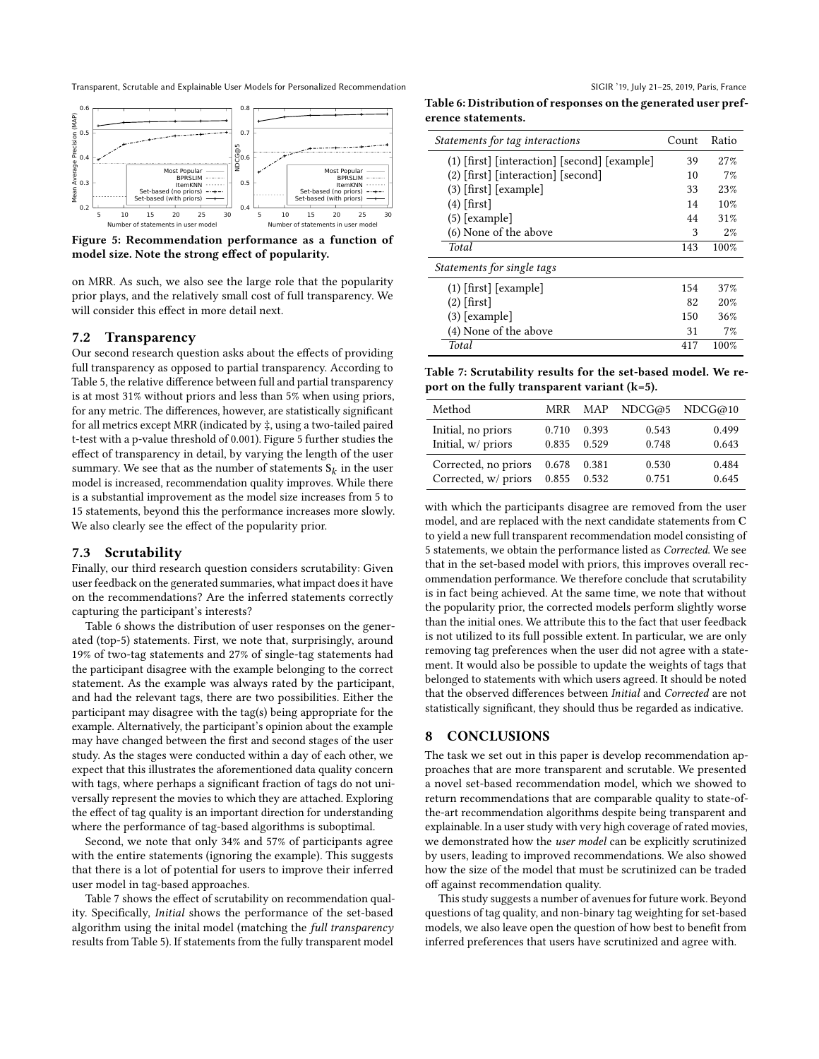Figure 5: Recommendation performance as a function of model size. Note the strong effect of popularity.

on MRR. As such, we also see the large role that the popularity prior plays, and the relatively small cost of full transparency. We will consider this effect in more detail next.

## 7.2 Transparency

Our second research question asks about the effects of providing full transparency as opposed to partial transparency. According to Table 5, the relative difference between full and partial transparency is at most 31% without priors and less than 5% when using priors, for any metric. The differences, however, are statistically significant for all metrics except MRR (indicated by ‡, using a two-tailed paired t-test with a p-value threshold of 0.001). Figure 5 further studies the effect of transparency in detail, by varying the length of the user summary. We see that as the number of statements $\mathbf{S}_k$ in the user model is increased, recommendation quality improves. While there is a substantial improvement as the model size increases from 5 to 15 statements, beyond this the performance increases more slowly. We also clearly see the effect of the popularity prior.

## 7.3 Scrutability

Finally, our third research question considers scrutability: Given user feedback on the generated summaries, what impact does it have on the recommendations? Are the inferred statements correctly capturing the participant's interests?

Table 6 shows the distribution of user responses on the generated (top-5) statements. First, we note that, surprisingly, around 19% of two-tag statements and 27% of single-tag statements had the participant disagree with the example belonging to the correct statement. As the example was always rated by the participant, and had the relevant tags, there are two possibilities. Either the participant may disagree with the tag(s) being appropriate for the example. Alternatively, the participant's opinion about the example may have changed between the first and second stages of the user study. As the stages were conducted within a day of each other, we expect that this illustrates the aforementioned data quality concern with tags, where perhaps a significant fraction of tags do not universally represent the movies to which they are attached. Exploring the effect of tag quality is an important direction for understanding where the performance of tag-based algorithms is suboptimal.

Second, we note that only 34% and 57% of participants agree with the entire statements (ignoring the example). This suggests that there is a lot of potential for users to improve their inferred user model in tag-based approaches.

Table 7 shows the effect of scrutability on recommendation quality. Specifically, *Initial* shows the performance of the set-based algorithm using the inital model (matching the *full transparency* results from Table 5). If statements from the fully transparent model

**Table 6: Distribution of responses on the generated user preference statements.**

| *Statements for tag interactions* | Count | Ratio |
|---|---|---|
| (1) [first] [interaction] [second] [example] | 39 | 27% |
| (2) [first] [interaction] [second] | 10 | 7% |
| (3) [first] [example] | 33 | 23% |
| (4) [first] | 14 | 10% |
| (5) [example] | 44 | 31% |
| (6) None of the above | 3 | 2% |
| *Total* | 143 | 100% |
| *Statements for single tags* | | |
| (1) [first] [example] | 154 | 37% |
| (2) [first] | 82 | 20% |
| (3) [example] | 150 | 36% |
| (4) None of the above | 31 | 7% |
| *Total* | 417 | 100% |

**Table 7: Scrutability results for the set-based model. We report on the fully transparent variant (k=5).**

| Method | MRR | MAP | NDCG@5 | NDCG@10 |
|---|---|---|---|---|
| Initial, no priors | 0.710 | 0.393 | 0.543 | 0.499 |
| Initial, w/ priors | 0.835 | 0.529 | 0.748 | 0.643 |
| Corrected, no priors | 0.678 | 0.381 | 0.530 | 0.484 |
| Corrected, w/ priors | 0.855 | 0.532 | 0.751 | 0.645 |

with which the participants disagree are removed from the user model, and are replaced with the next candidate statements from **C** to yield a new full transparent recommendation model consisting of 5 statements, we obtain the performance listed as *Corrected*. We see that in the set-based model with priors, this improves overall recommendation performance. We therefore conclude that scrutability is in fact being achieved. At the same time, we note that without the popularity prior, the corrected models perform slightly worse than the initial ones. We attribute this to the fact that user feedback is not utilized to its full possible extent. In particular, we are only removing tag preferences when the user did not agree with a statement. It would also be possible to update the weights of tags that belonged to statements with which users agreed. It should be noted that the observed differences between *Initial* and *Corrected* are not statistically significant, they should thus be regarded as indicative.

# 8 CONCLUSIONS

The task we set out in this paper is develop recommendation approaches that are more transparent and scrutable. We presented a novel set-based recommendation model, which we showed to return recommendations that are comparable quality to state-of-the-art recommendation algorithms despite being transparent and explainable. In a user study with very high coverage of rated movies, we demonstrated how the *user model* can be explicitly scrutinized by users, leading to improved recommendations. We also showed how the size of the model that must be scrutinized can be traded off against recommendation quality.

This study suggests a number of avenues for future work. Beyond questions of tag quality, and non-binary tag weighting for set-based models, we also leave open the question of how best to benefit from inferred preferences that users have scrutinized and agree with.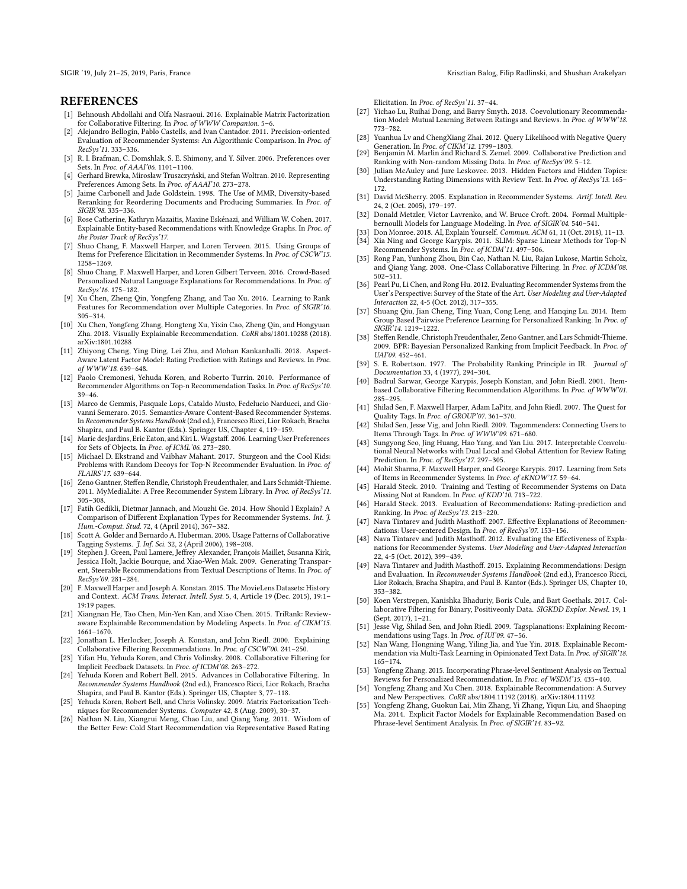# REFERENCES

[1] Behnoush Abdollahi and Olfa Nasraoui. 2016. Explainable Matrix Factorization for Collaborative Filtering. In *Proc. of WWW Companion*. 5–6.

[2] Alejandro Bellogin, Pablo Castells, and Ivan Cantador. 2011. Precision-oriented Evaluation of Recommender Systems: An Algorithmic Comparison. In *Proc. of RecSys'11*. 333–336.

[3] R. I. Brafman, C. Domshlak, S. E. Shimony, and Y. Silver. 2006. Preferences over Sets. In *Proc. of AAAI'06*. 1101–1106.

[4] Gerhard Brewka, Mirosław Truszczyński, and Stefan Woltran. 2010. Representing Preferences Among Sets. In *Proc. of AAAI'10*. 273–278.

[5] Jaime Carbonell and Jade Goldstein. 1998. The Use of MMR, Diversity-based Reranking for Reordering Documents and Producing Summaries. In *Proc. of SIGIR'98*. 335–336.

[6] Rose Catherine, Kathryn Mazaitis, Maxine Eskénazi, and William W. Cohen. 2017. Explainable Entity-based Recommendations with Knowledge Graphs. In *Proc. of the Poster Track of RecSys'17*.

[7] Shuo Chang, F. Maxwell Harper, and Loren Terveen. 2015. Using Groups of Items for Preference Elicitation in Recommender Systems. In *Proc. of CSCW'15*. 1258–1269.

[8] Shuo Chang, F. Maxwell Harper, and Loren Gilbert Terveen. 2016. Crowd-Based Personalized Natural Language Explanations for Recommendations. In *Proc. of RecSys'16*. 175–182.

[9] Xu Chen, Zheng Qin, Yongfeng Zhang, and Tao Xu. 2016. Learning to Rank Features for Recommendation over Multiple Categories. In *Proc. of SIGIR'16*. 305–314.

[10] Xu Chen, Yongfeng Zhang, Hongteng Xu, Yixin Cao, Zheng Qin, and Hongyuan Zha. 2018. Visually Explainable Recommendation. *CoRR* abs/1801.10288 (2018). arXiv:1801.10288

[11] Zhiyong Cheng, Ying Ding, Lei Zhu, and Mohan Kankanhalli. 2018. Aspect-Aware Latent Factor Model: Rating Prediction with Ratings and Reviews. In *Proc. of WWW'18*. 639–648.

[12] Paolo Cremonesi, Yehuda Koren, and Roberto Turrin. 2010. Performance of Recommender Algorithms on Top-n Recommendation Tasks. In *Proc. of RecSys'10*. 39–46.

[13] Marco de Gemmis, Pasquale Lops, Cataldo Musto, Fedelucio Narducci, and Giovanni Semeraro. 2015. Semantics-Aware Content-Based Recommender Systems. In *Recommender Systems Handbook* (2nd ed.), Francesco Ricci, Lior Rokach, Bracha Shapira, and Paul B. Kantor (Eds.). Springer US, Chapter 4, 119–159.

[14] Marie desJardins, Eric Eaton, and Kiri L. Wagstaff. 2006. Learning User Preferences for Sets of Objects. In *Proc. of ICML'06*. 273–280.

[15] Michael D. Ekstrand and Vaibhav Mahant. 2017. Sturgeon and the Cool Kids: Problems with Random Decoys for Top-N Recommender Evaluation. In *Proc. of FLAIRS'17*. 639–644.

[16] Zeno Gantner, Steffen Rendle, Christoph Freudenthaler, and Lars Schmidt-Thieme. 2011. MyMediaLite: A Free Recommender System Library. In *Proc. of RecSys'11*. 305–308.

[17] Fatih Gedikli, Dietmar Jannach, and Mouzhi Ge. 2014. How Should I Explain? A Comparison of Different Explanation Types for Recommender Systems. *Int. J. Hum.-Comput. Stud.* 72, 4 (April 2014), 367–382.

[18] Scott A. Golder and Bernardo A. Huberman. 2006. Usage Patterns of Collaborative Tagging Systems. *J. Inf. Sci.* 32, 2 (April 2006), 198–208.

[19] Stephen J. Green, Paul Lamere, Jeffrey Alexander, François Maillet, Susanna Kirk, Jessica Holt, Jackie Bourque, and Xiao-Wen Mak. 2009. Generating Transparent, Steerable Recommendations from Textual Descriptions of Items. In *Proc. of RecSys'09*. 281–284.

[20] F. Maxwell Harper and Joseph A. Konstan. 2015. The MovieLens Datasets: History and Context. *ACM Trans. Interact. Intell. Syst.* 5, 4, Article 19 (Dec. 2015), 19:1–19:19 pages.

[21] Xiangnan He, Tao Chen, Min-Yen Kan, and Xiao Chen. 2015. TriRank: Review-aware Explainable Recommendation by Modeling Aspects. In *Proc. of CIKM'15*. 1661–1670.

[22] Jonathan L. Herlocker, Joseph A. Konstan, and John Riedl. 2000. Explaining Collaborative Filtering Recommendations. In *Proc. of CSCW'00*. 241–250.

[23] Yifan Hu, Yehuda Koren, and Chris Volinsky. 2008. Collaborative Filtering for Implicit Feedback Datasets. In *Proc. of ICDM'08*. 263–272.

[24] Yehuda Koren and Robert Bell. 2015. Advances in Collaborative Filtering. In *Recommender Systems Handbook* (2nd ed.), Francesco Ricci, Lior Rokach, Bracha Shapira, and Paul B. Kantor (Eds.). Springer US, Chapter 3, 77–118.

[25] Yehuda Koren, Robert Bell, and Chris Volinsky. 2009. Matrix Factorization Techniques for Recommender Systems. *Computer* 42, 8 (Aug. 2009), 30–37.

[26] Nathan N. Liu, Xiangrui Meng, Chao Liu, and Qiang Yang. 2011. Wisdom of the Better Few: Cold Start Recommendation via Representative Based Rating Elicitation. In *Proc. of RecSys'11*. 37–44.

[27] Yichao Lu, Ruihai Dong, and Barry Smyth. 2018. Coevolutionary Recommendation Model: Mutual Learning Between Ratings and Reviews. In *Proc. of WWW'18*. 773–782.

[28] Yuanhua Lv and ChengXiang Zhai. 2012. Query Likelihood with Negative Query Generation. In *Proc. of CIKM'12*. 1799–1803.

[29] Benjamin M. Marlin and Richard S. Zemel. 2009. Collaborative Prediction and Ranking with Non-random Missing Data. In *Proc. of RecSys'09*. 5–12.

[30] Julian McAuley and Jure Leskovec. 2013. Hidden Factors and Hidden Topics: Understanding Rating Dimensions with Review Text. In *Proc. of RecSys'13*. 165–172.

[31] David McSherry. 2005. Explanation in Recommender Systems. *Artif. Intell. Rev.* 24, 2 (Oct. 2005), 179–197.

[32] Donald Metzler, Victor Lavrenko, and W. Bruce Croft. 2004. Formal Multiple-bernoulli Models for Language Modeling. In *Proc. of SIGIR'04*. 540–541.

[33] Don Monroe. 2018. AI, Explain Yourself. *Commun. ACM* 61, 11 (Oct. 2018), 11–13.

[34] Xia Ning and George Karypis. 2011. SLIM: Sparse Linear Methods for Top-N Recommender Systems. In *Proc. of ICDM'11*. 497–506.

[35] Rong Pan, Yunhong Zhou, Bin Cao, Nathan N. Liu, Rajan Lukose, Martin Scholz, and Qiang Yang. 2008. One-Class Collaborative Filtering. In *Proc. of ICDM'08*. 502–511.

[36] Pearl Pu, Li Chen, and Rong Hu. 2012. Evaluating Recommender Systems from the User's Perspective: Survey of the State of the Art. *User Modeling and User-Adapted Interaction* 22, 4-5 (Oct. 2012), 317–355.

[37] Shuang Qiu, Jian Cheng, Ting Yuan, Cong Leng, and Hanqing Lu. 2014. Item Group Based Pairwise Preference Learning for Personalized Ranking. In *Proc. of SIGIR'14*. 1219–1222.

[38] Steffen Rendle, Christoph Freudenthaler, Zeno Gantner, and Lars Schmidt-Thieme. 2009. BPR: Bayesian Personalized Ranking from Implicit Feedback. In *Proc. of UAI'09*. 452–461.

[39] S. E. Robertson. 1977. The Probability Ranking Principle in IR. *Journal of Documentation* 33, 4 (1977), 294–304.

[40] Badrul Sarwar, George Karypis, Joseph Konstan, and John Riedl. 2001. Item-based Collaborative Filtering Recommendation Algorithms. In *Proc. of WWW'01*. 285–295.

[41] Shilad Sen, F. Maxwell Harper, Adam LaPitz, and John Riedl. 2007. The Quest for Quality Tags. In *Proc. of GROUP'07*. 361–370.

[42] Shilad Sen, Jesse Vig, and John Riedl. 2009. Tagommenders: Connecting Users to Items Through Tags. In *Proc. of WWW'09*. 671–680.

[43] Sungyong Seo, Jing Huang, Hao Yang, and Yan Liu. 2017. Interpretable Convolutional Neural Networks with Dual Local and Global Attention for Review Rating Prediction. In *Proc. of RecSys'17*. 297–305.

[44] Mohit Sharma, F. Maxwell Harper, and George Karypis. 2017. Learning from Sets of Items in Recommender Systems. In *Proc. of eKNOW'17*. 59–64.

[45] Harald Steck. 2010. Training and Testing of Recommender Systems on Data Missing Not at Random. In *Proc. of KDD'10*. 713–722.

[46] Harald Steck. 2013. Evaluation of Recommendations: Rating-prediction and Ranking. In *Proc. of RecSys'13*. 213–220.

[47] Nava Tintarev and Judith Masthoff. 2007. Effective Explanations of Recommendations: User-centered Design. In *Proc. of RecSys'07*. 153–156.

[48] Nava Tintarev and Judith Masthoff. 2012. Evaluating the Effectiveness of Explanations for Recommender Systems. *User Modeling and User-Adapted Interaction* 22, 4-5 (Oct. 2012), 399–439.

[49] Nava Tintarev and Judith Masthoff. 2015. Explaining Recommendations: Design and Evaluation. In *Recommender Systems Handbook* (2nd ed.), Francesco Ricci, Lior Rokach, Bracha Shapira, and Paul B. Kantor (Eds.). Springer US, Chapter 10, 353–382.

[50] Koen Verstrepen, Kanishka Bhaduriy, Boris Cule, and Bart Goethals. 2017. Collaborative Filtering for Binary, Positiveonly Data. *SIGKDD Explor. Newsl.* 19, 1 (Sept. 2017), 1–21.

[51] Jesse Vig, Shilad Sen, and John Riedl. 2009. Tagsplanations: Explaining Recommendations using Tags. In *Proc. of IUI'09*. 47–56.

[52] Nan Wang, Hongning Wang, Yiling Jia, and Yue Yin. 2018. Explainable Recommendation via Multi-Task Learning in Opinionated Text Data. In *Proc. of SIGIR'18*. 165–174.

[53] Yongfeng Zhang. 2015. Incorporating Phrase-level Sentiment Analysis on Textual Reviews for Personalized Recommendation. In *Proc. of WSDM'15*. 435–440.

[54] Yongfeng Zhang and Xu Chen. 2018. Explainable Recommendation: A Survey and New Perspectives. *CoRR* abs/1804.11192 (2018). arXiv:1804.11192

[55] Yongfeng Zhang, Guokun Lai, Min Zhang, Yi Zhang, Yiqun Liu, and Shaoping Ma. 2014. Explicit Factor Models for Explainable Recommendation Based on Phrase-level Sentiment Analysis. In *Proc. of SIGIR'14*. 83–92.